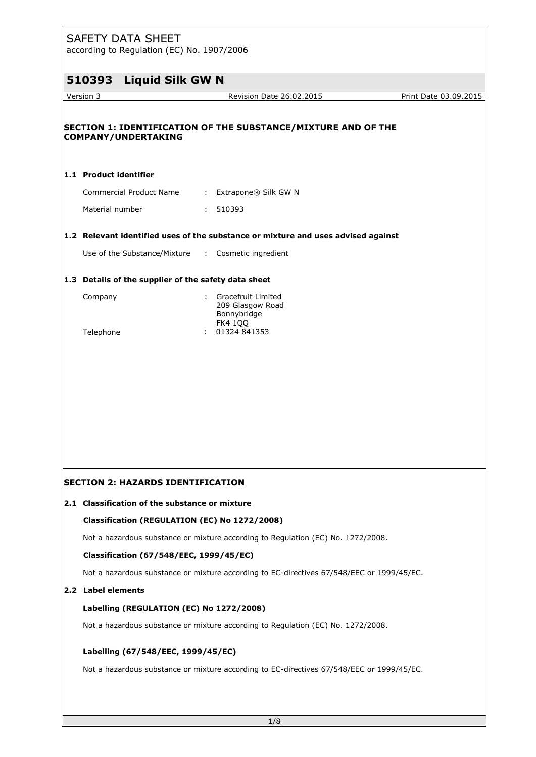# SAFETY DATA SHEET

according to Regulation (EC) No. 1907/2006

## 510393 Liquid Silk GW N

Version 3 | Revision Date 26.02.2015 | Print Date 03.09.2015

## SECTION 1: IDENTIFICATION OF THE SUBSTANCE/MIXTURE AND OF THE COMPANY/UNDERTAKING

### 1.1 Product identifier

Commercial Product Name : Extrapone® Silk GW N

Material number : 510393

### 1.2 Relevant identified uses of the substance or mixture and uses advised against

Use of the Substance/Mixture : Cosmetic ingredient

### 1.3 Details of the supplier of the safety data sheet

Company : Gracefruit Limited
209 Glasgow Road
Bonnybridge
FK4 1QQ

Telephone : 01324 841353

## SECTION 2: HAZARDS IDENTIFICATION

### 2.1 Classification of the substance or mixture

**Classification (REGULATION (EC) No 1272/2008)**

Not a hazardous substance or mixture according to Regulation (EC) No. 1272/2008.

**Classification (67/548/EEC, 1999/45/EC)**

Not a hazardous substance or mixture according to EC-directives 67/548/EEC or 1999/45/EC.

### 2.2 Label elements

**Labelling (REGULATION (EC) No 1272/2008)**

Not a hazardous substance or mixture according to Regulation (EC) No. 1272/2008.

**Labelling (67/548/EEC, 1999/45/EC)**

Not a hazardous substance or mixture according to EC-directives 67/548/EEC or 1999/45/EC.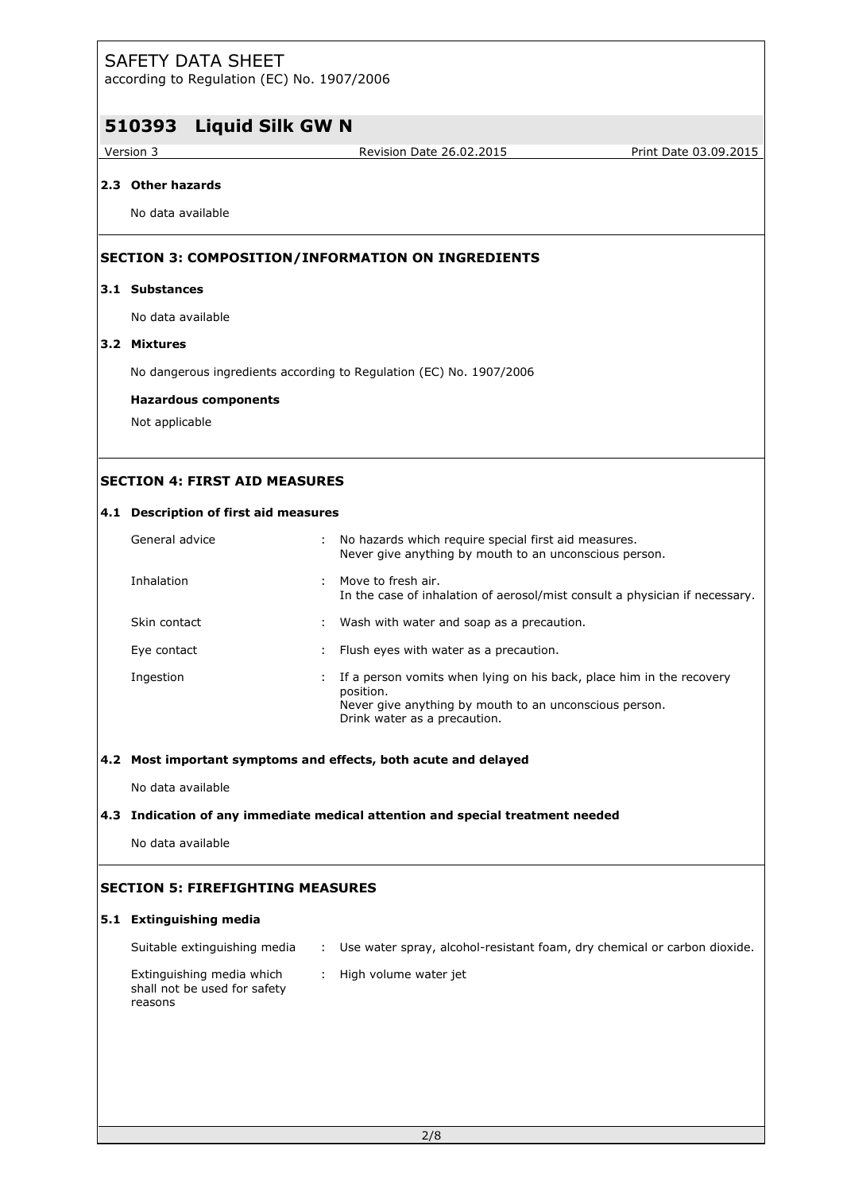### 2.3 Other hazards

No data available

## SECTION 3: COMPOSITION/INFORMATION ON INGREDIENTS

### 3.1 Substances

No data available

### 3.2 Mixtures

No dangerous ingredients according to Regulation (EC) No. 1907/2006

**Hazardous components**

Not applicable

## SECTION 4: FIRST AID MEASURES

### 4.1 Description of first aid measures

| | |
|---|---|
| General advice | : No hazards which require special first aid measures.<br>Never give anything by mouth to an unconscious person. |
| Inhalation | : Move to fresh air.<br>In the case of inhalation of aerosol/mist consult a physician if necessary. |
| Skin contact | : Wash with water and soap as a precaution. |
| Eye contact | : Flush eyes with water as a precaution. |
| Ingestion | : If a person vomits when lying on his back, place him in the recovery position.<br>Never give anything by mouth to an unconscious person.<br>Drink water as a precaution. |

### 4.2 Most important symptoms and effects, both acute and delayed

No data available

### 4.3 Indication of any immediate medical attention and special treatment needed

No data available

## SECTION 5: FIREFIGHTING MEASURES

### 5.1 Extinguishing media

| | |
|---|---|
| Suitable extinguishing media | : Use water spray, alcohol-resistant foam, dry chemical or carbon dioxide. |
| Extinguishing media which shall not be used for safety reasons | : High volume water jet |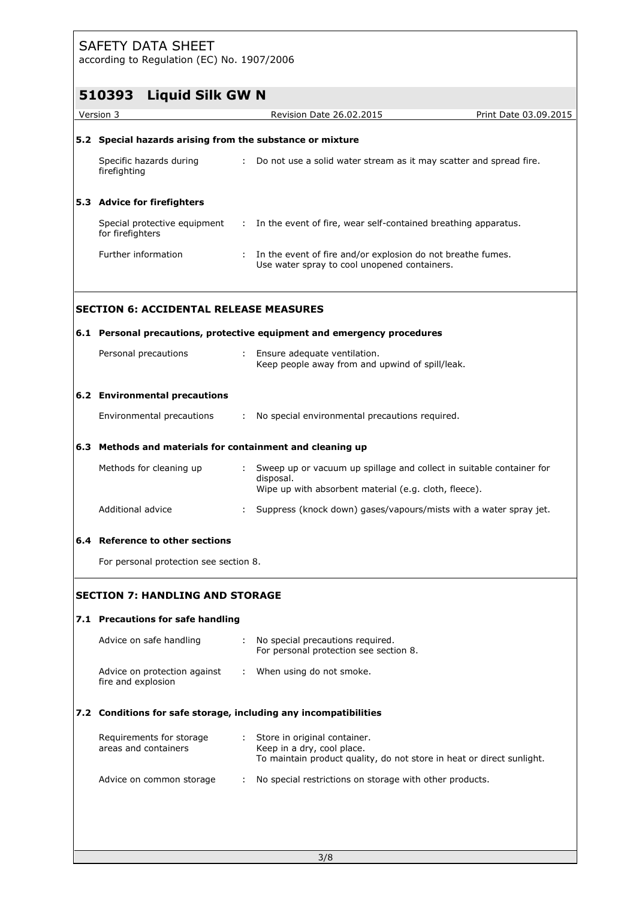### 5.2 Special hazards arising from the substance or mixture

| | | |
|---|---|---|
| Specific hazards during firefighting | : | Do not use a solid water stream as it may scatter and spread fire. |

### 5.3 Advice for firefighters

| | | |
|---|---|---|
| Special protective equipment for firefighters | : | In the event of fire, wear self-contained breathing apparatus. |
| Further information | : | In the event of fire and/or explosion do not breathe fumes.<br>Use water spray to cool unopened containers. |

## SECTION 6: ACCIDENTAL RELEASE MEASURES

### 6.1 Personal precautions, protective equipment and emergency procedures

| | | |
|---|---|---|
| Personal precautions | : | Ensure adequate ventilation.<br>Keep people away from and upwind of spill/leak. |

### 6.2 Environmental precautions

| | | |
|---|---|---|
| Environmental precautions | : | No special environmental precautions required. |

### 6.3 Methods and materials for containment and cleaning up

| | | |
|---|---|---|
| Methods for cleaning up | : | Sweep up or vacuum up spillage and collect in suitable container for disposal.<br>Wipe up with absorbent material (e.g. cloth, fleece). |
| Additional advice | : | Suppress (knock down) gases/vapours/mists with a water spray jet. |

### 6.4 Reference to other sections

For personal protection see section 8.

## SECTION 7: HANDLING AND STORAGE

### 7.1 Precautions for safe handling

| | | |
|---|---|---|
| Advice on safe handling | : | No special precautions required.<br>For personal protection see section 8. |
| Advice on protection against fire and explosion | : | When using do not smoke. |

### 7.2 Conditions for safe storage, including any incompatibilities

| | | |
|---|---|---|
| Requirements for storage areas and containers | : | Store in original container.<br>Keep in a dry, cool place.<br>To maintain product quality, do not store in heat or direct sunlight. |
| Advice on common storage | : | No special restrictions on storage with other products. |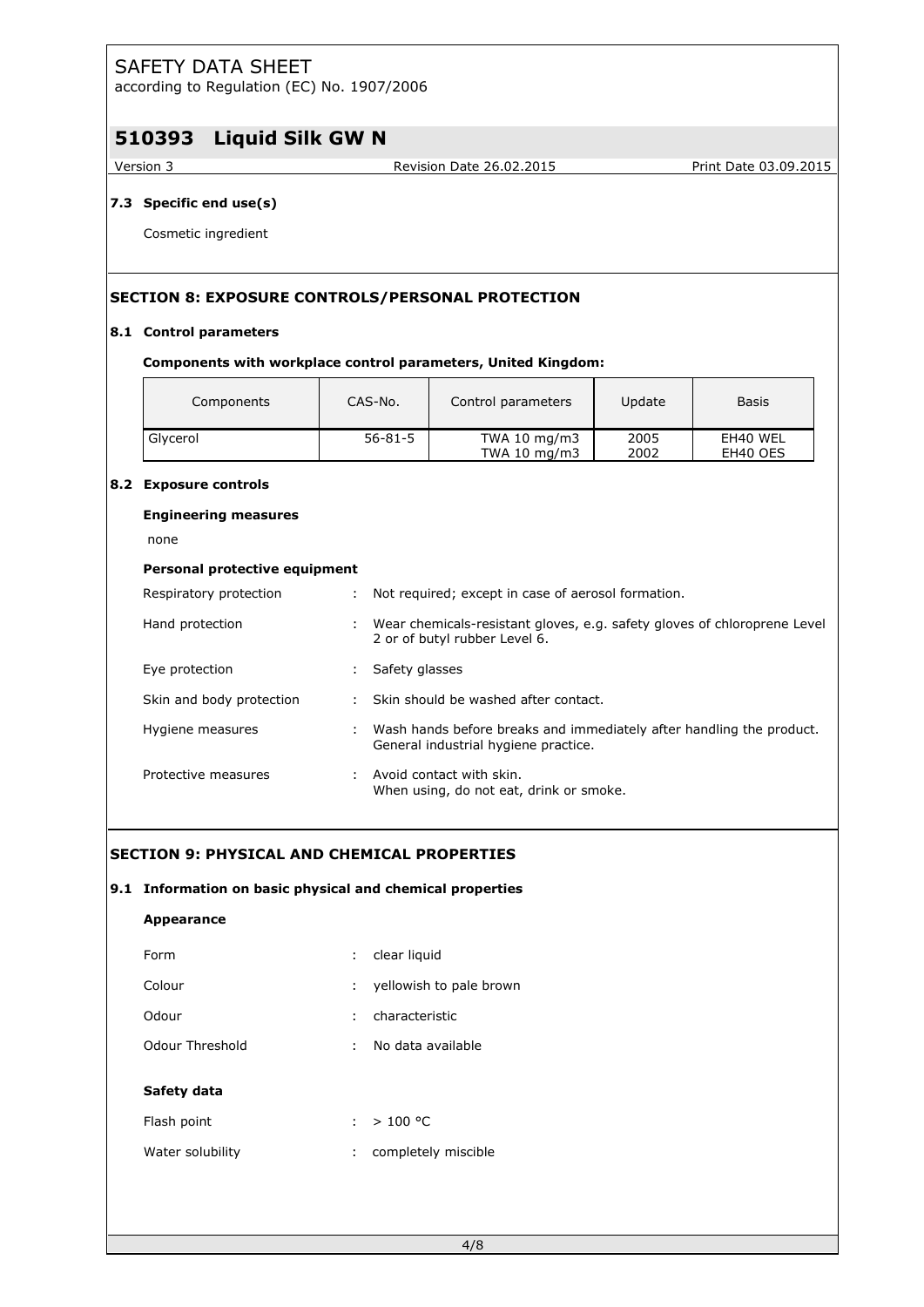### 7.3 Specific end use(s)

Cosmetic ingredient

## SECTION 8: EXPOSURE CONTROLS/PERSONAL PROTECTION

### 8.1 Control parameters

**Components with workplace control parameters, United Kingdom:**

| Components | CAS-No. | Control parameters | Update | Basis |
|---|---|---|---|---|
| Glycerol | 56-81-5 | TWA 10 mg/m3<br>TWA 10 mg/m3 | 2005<br>2002 | EH40 WEL<br>EH40 OES |

### 8.2 Exposure controls

**Engineering measures**

none

**Personal protective equipment**

Respiratory protection : Not required; except in case of aerosol formation.

Hand protection : Wear chemicals-resistant gloves, e.g. safety gloves of chloroprene Level 2 or of butyl rubber Level 6.

Eye protection : Safety glasses

Skin and body protection : Skin should be washed after contact.

Hygiene measures : Wash hands before breaks and immediately after handling the product. General industrial hygiene practice.

Protective measures : Avoid contact with skin.
When using, do not eat, drink or smoke.

## SECTION 9: PHYSICAL AND CHEMICAL PROPERTIES

### 9.1 Information on basic physical and chemical properties

**Appearance**

Form : clear liquid

Colour : yellowish to pale brown

Odour : characteristic

Odour Threshold : No data available

**Safety data**

Flash point : > 100 °C

Water solubility : completely miscible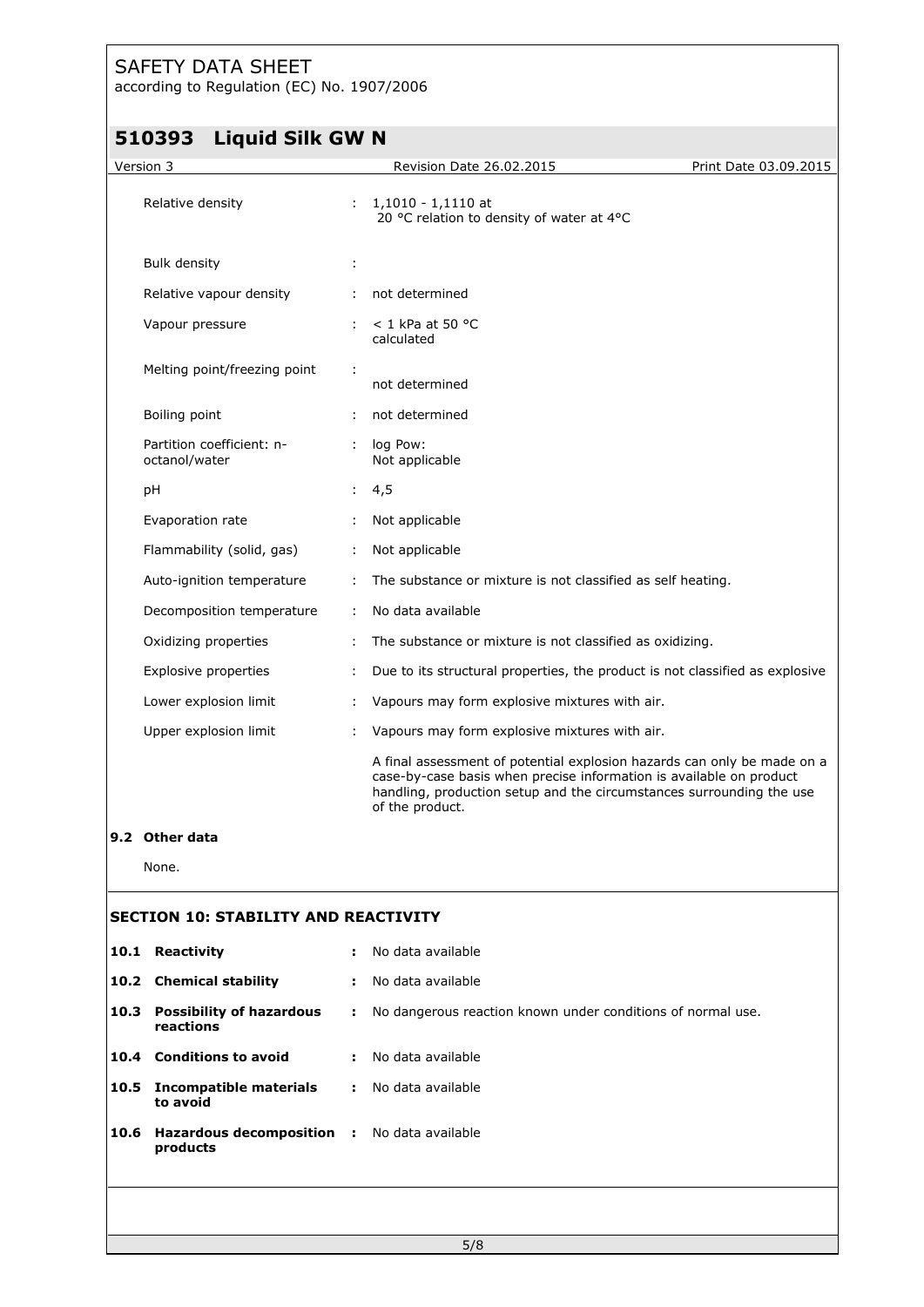| | | |
|---|---|---|
| Relative density | : | 1,1010 - 1,1110 at 20 °C relation to density of water at 4°C |
| Bulk density | : | |
| Relative vapour density | : | not determined |
| Vapour pressure | : | < 1 kPa at 50 °C calculated |
| Melting point/freezing point | : | not determined |
| Boiling point | : | not determined |
| Partition coefficient: n-octanol/water | : | log Pow: Not applicable |
| pH | : | 4,5 |
| Evaporation rate | : | Not applicable |
| Flammability (solid, gas) | : | Not applicable |
| Auto-ignition temperature | : | The substance or mixture is not classified as self heating. |
| Decomposition temperature | : | No data available |
| Oxidizing properties | : | The substance or mixture is not classified as oxidizing. |
| Explosive properties | : | Due to its structural properties, the product is not classified as explosive |
| Lower explosion limit | : | Vapours may form explosive mixtures with air. |
| Upper explosion limit | : | Vapours may form explosive mixtures with air. |

A final assessment of potential explosion hazards can only be made on a case-by-case basis when precise information is available on product handling, production setup and the circumstances surrounding the use of the product.

### 9.2 Other data

None.

## SECTION 10: STABILITY AND REACTIVITY

| | | | |
|---|---|---|---|
| **10.1** | **Reactivity** | **:** | No data available |
| **10.2** | **Chemical stability** | **:** | No data available |
| **10.3** | **Possibility of hazardous reactions** | **:** | No dangerous reaction known under conditions of normal use. |
| **10.4** | **Conditions to avoid** | **:** | No data available |
| **10.5** | **Incompatible materials to avoid** | **:** | No data available |
| **10.6** | **Hazardous decomposition products** | **:** | No data available |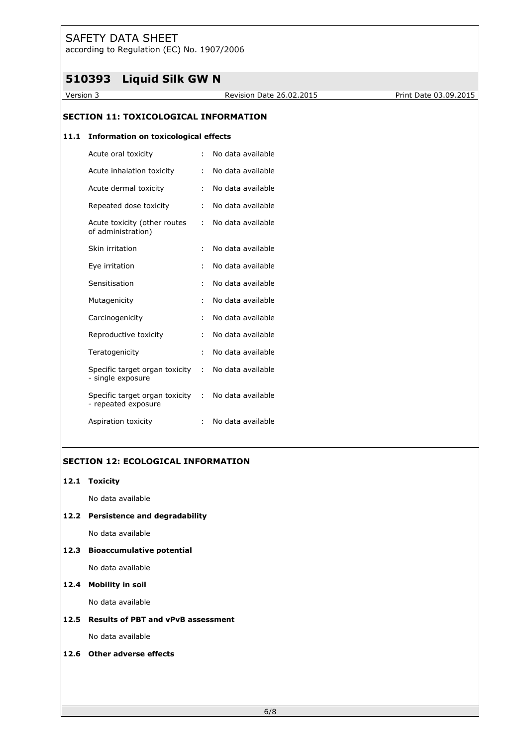## SECTION 11: TOXICOLOGICAL INFORMATION

### 11.1 Information on toxicological effects

| | | |
|---|---|---|
| Acute oral toxicity | : | No data available |
| Acute inhalation toxicity | : | No data available |
| Acute dermal toxicity | : | No data available |
| Repeated dose toxicity | : | No data available |
| Acute toxicity (other routes of administration) | : | No data available |
| Skin irritation | : | No data available |
| Eye irritation | : | No data available |
| Sensitisation | : | No data available |
| Mutagenicity | : | No data available |
| Carcinogenicity | : | No data available |
| Reproductive toxicity | : | No data available |
| Teratogenicity | : | No data available |
| Specific target organ toxicity - single exposure | : | No data available |
| Specific target organ toxicity - repeated exposure | : | No data available |
| Aspiration toxicity | : | No data available |

## SECTION 12: ECOLOGICAL INFORMATION

### 12.1 Toxicity

No data available

### 12.2 Persistence and degradability

No data available

### 12.3 Bioaccumulative potential

No data available

### 12.4 Mobility in soil

No data available

### 12.5 Results of PBT and vPvB assessment

No data available

### 12.6 Other adverse effects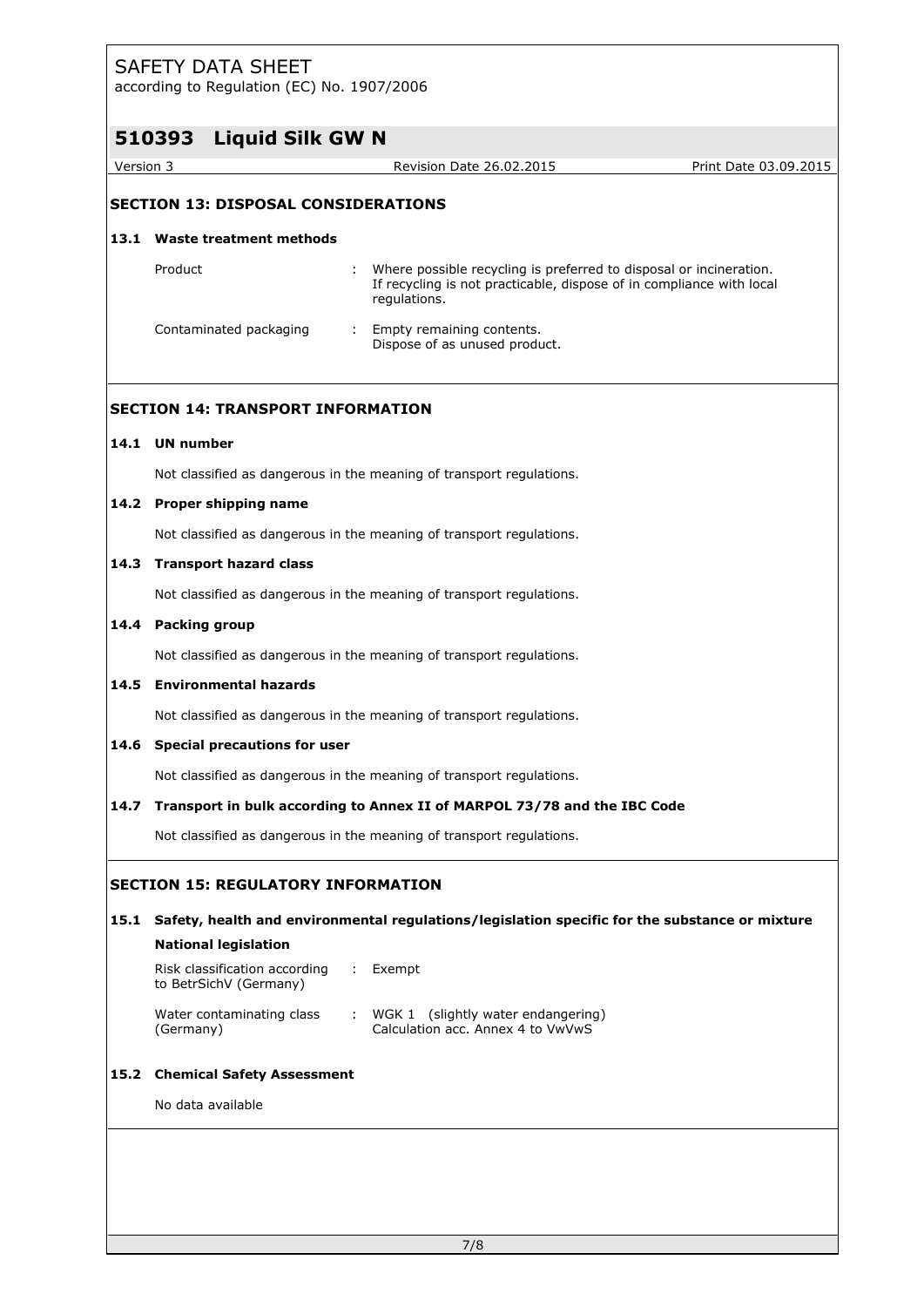## SECTION 13: DISPOSAL CONSIDERATIONS

### 13.1 Waste treatment methods

| | | |
|---|---|---|
| Product | : | Where possible recycling is preferred to disposal or incineration. If recycling is not practicable, dispose of in compliance with local regulations. |
| Contaminated packaging | : | Empty remaining contents. Dispose of as unused product. |

## SECTION 14: TRANSPORT INFORMATION

### 14.1 UN number

Not classified as dangerous in the meaning of transport regulations.

### 14.2 Proper shipping name

Not classified as dangerous in the meaning of transport regulations.

### 14.3 Transport hazard class

Not classified as dangerous in the meaning of transport regulations.

### 14.4 Packing group

Not classified as dangerous in the meaning of transport regulations.

### 14.5 Environmental hazards

Not classified as dangerous in the meaning of transport regulations.

### 14.6 Special precautions for user

Not classified as dangerous in the meaning of transport regulations.

### 14.7 Transport in bulk according to Annex II of MARPOL 73/78 and the IBC Code

Not classified as dangerous in the meaning of transport regulations.

## SECTION 15: REGULATORY INFORMATION

### 15.1 Safety, health and environmental regulations/legislation specific for the substance or mixture

**National legislation**

| | | |
|---|---|---|
| Risk classification according to BetrSichV (Germany) | : | Exempt |
| Water contaminating class (Germany) | : | WGK 1 (slightly water endangering) Calculation acc. Annex 4 to VwVwS |

### 15.2 Chemical Safety Assessment

No data available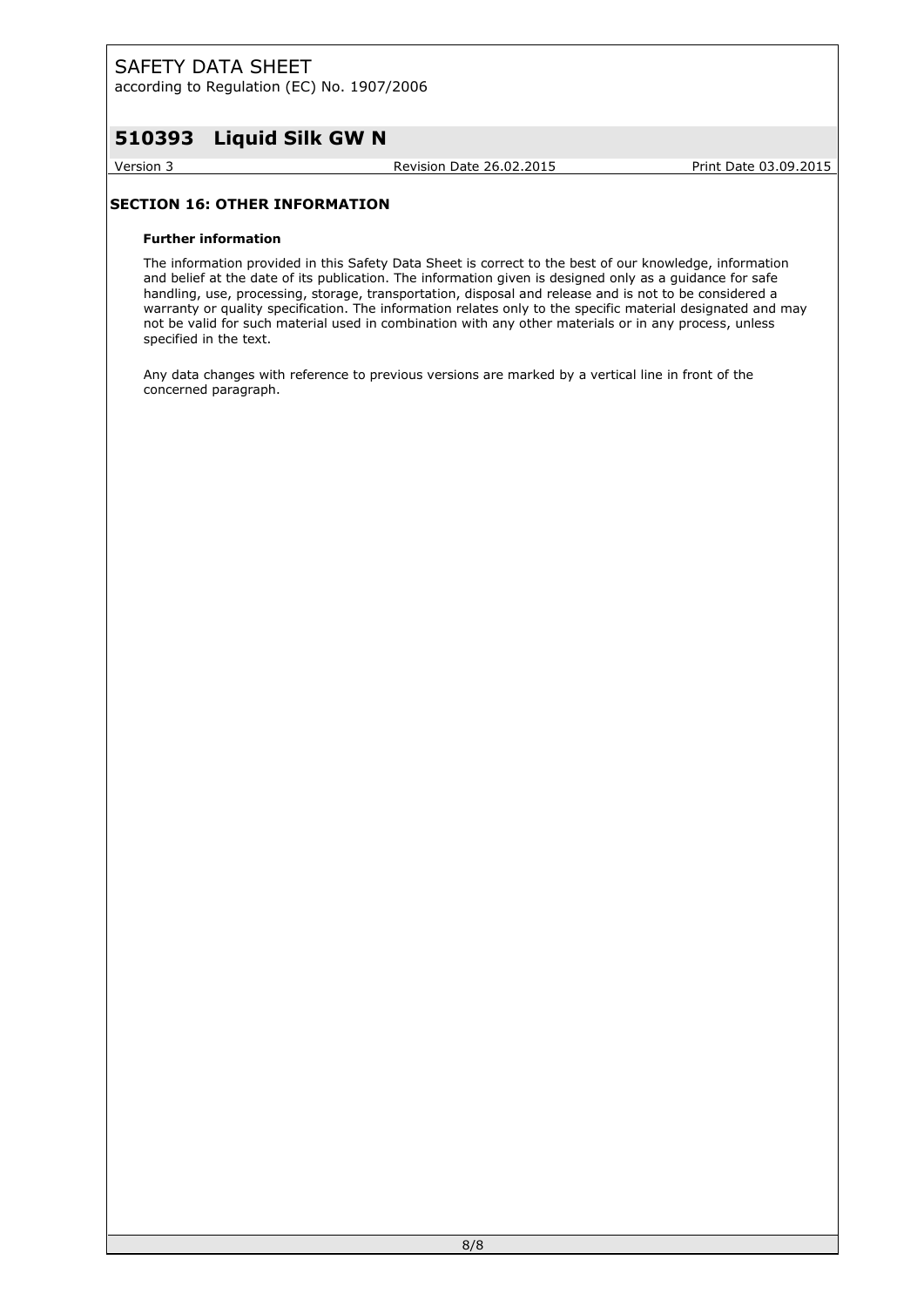## SECTION 16: OTHER INFORMATION

### Further information

The information provided in this Safety Data Sheet is correct to the best of our knowledge, information and belief at the date of its publication. The information given is designed only as a guidance for safe handling, use, processing, storage, transportation, disposal and release and is not to be considered a warranty or quality specification. The information relates only to the specific material designated and may not be valid for such material used in combination with any other materials or in any process, unless specified in the text.

Any data changes with reference to previous versions are marked by a vertical line in front of the concerned paragraph.